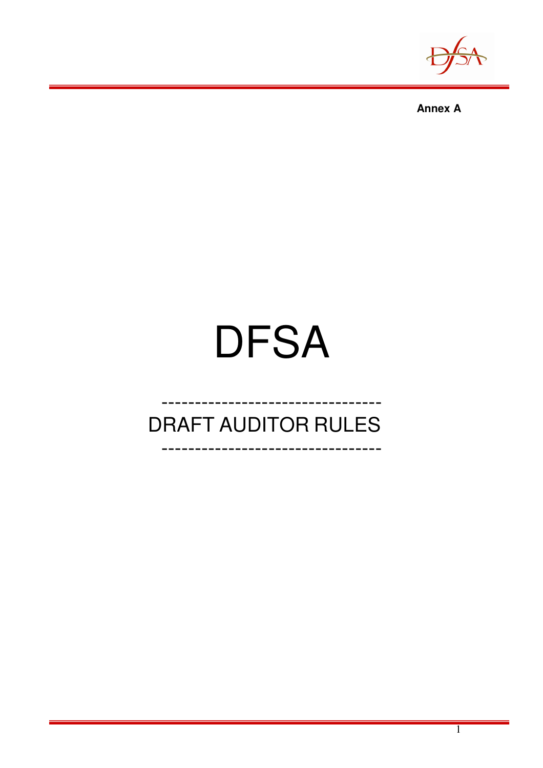**Annex A**

# DFSA

---------------------------------
## DRAFT AUDITOR RULES
---------------------------------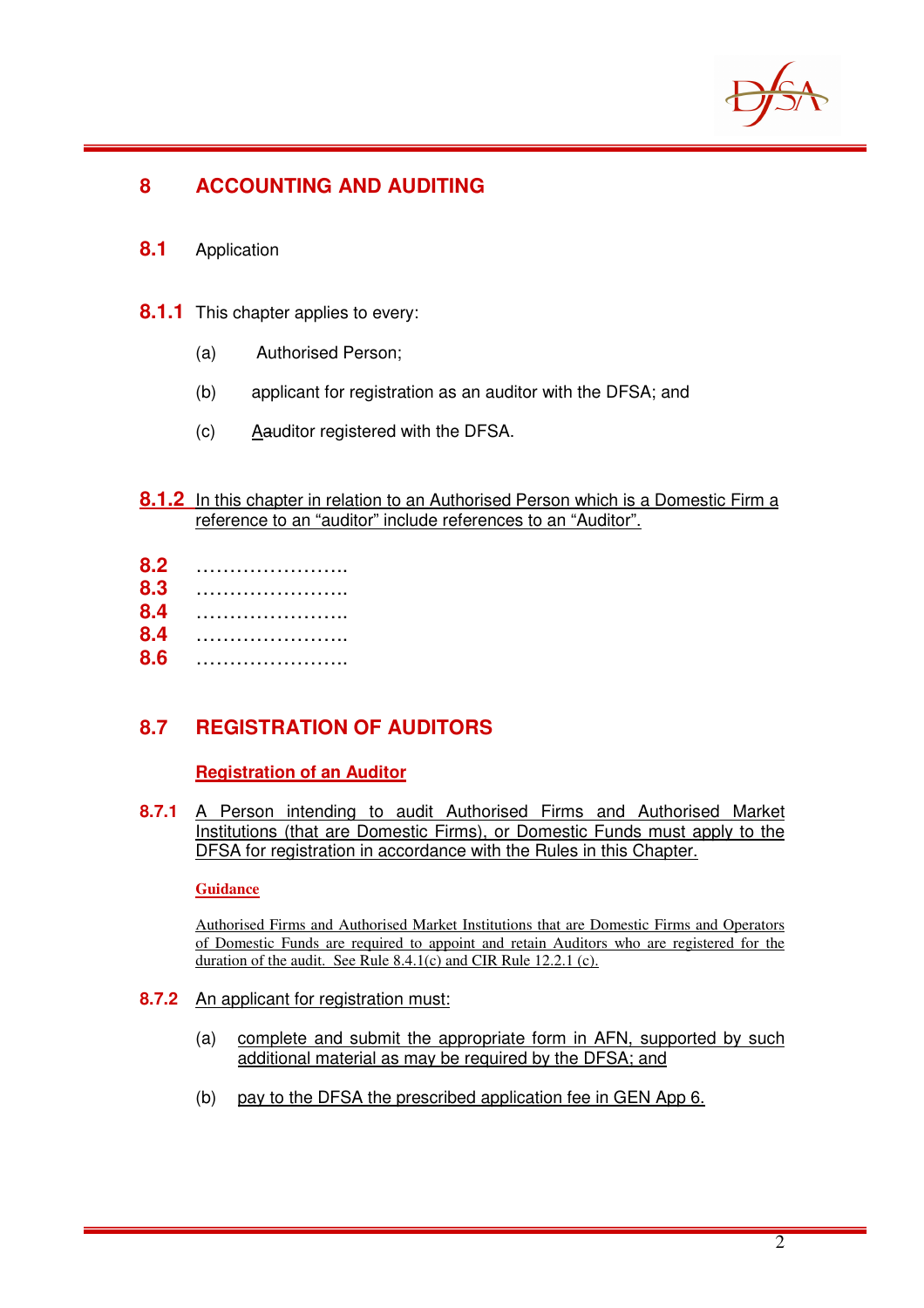# 8 ACCOUNTING AND AUDITING

## 8.1 Application

**8.1.1** This chapter applies to every:

(a) Authorised Person;

(b) applicant for registration as an auditor with the DFSA; and

(c) Aauditor registered with the DFSA.

**8.1.2** In this chapter in relation to an Authorised Person which is a Domestic Firm a reference to an "auditor" include references to an "Auditor".

**8.2** …………………..
**8.3** …………………..
**8.4** …………………..
**8.4** …………………..
**8.6** …………………..

## 8.7 REGISTRATION OF AUDITORS

**Registration of an Auditor**

**8.7.1** A Person intending to audit Authorised Firms and Authorised Market Institutions (that are Domestic Firms), or Domestic Funds must apply to the DFSA for registration in accordance with the Rules in this Chapter.

**Guidance**

Authorised Firms and Authorised Market Institutions that are Domestic Firms and Operators of Domestic Funds are required to appoint and retain Auditors who are registered for the duration of the audit. See Rule 8.4.1(c) and CIR Rule 12.2.1 (c).

**8.7.2** An applicant for registration must:

(a) complete and submit the appropriate form in AFN, supported by such additional material as may be required by the DFSA; and

(b) pay to the DFSA the prescribed application fee in GEN App 6.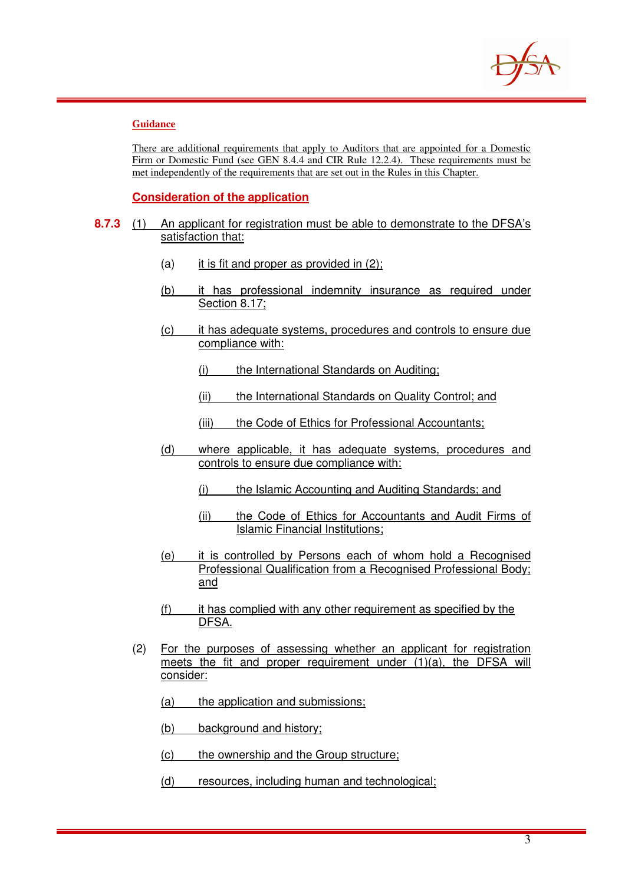**Guidance**

There are additional requirements that apply to Auditors that are appointed for a Domestic Firm or Domestic Fund (see GEN 8.4.4 and CIR Rule 12.2.4). These requirements must be met independently of the requirements that are set out in the Rules in this Chapter.

## Consideration of the application

**8.7.3** (1) An applicant for registration must be able to demonstrate to the DFSA's satisfaction that:

- (a) it is fit and proper as provided in (2);
- (b) it has professional indemnity insurance as required under Section 8.17;
- (c) it has adequate systems, procedures and controls to ensure due compliance with:
  - (i) the International Standards on Auditing;
  - (ii) the International Standards on Quality Control; and
  - (iii) the Code of Ethics for Professional Accountants;
- (d) where applicable, it has adequate systems, procedures and controls to ensure due compliance with:
  - (i) the Islamic Accounting and Auditing Standards; and
  - (ii) the Code of Ethics for Accountants and Audit Firms of Islamic Financial Institutions;
- (e) it is controlled by Persons each of whom hold a Recognised Professional Qualification from a Recognised Professional Body; and
- (f) it has complied with any other requirement as specified by the DFSA.

(2) For the purposes of assessing whether an applicant for registration meets the fit and proper requirement under (1)(a), the DFSA will consider:

- (a) the application and submissions;
- (b) background and history;
- (c) the ownership and the Group structure;
- (d) resources, including human and technological;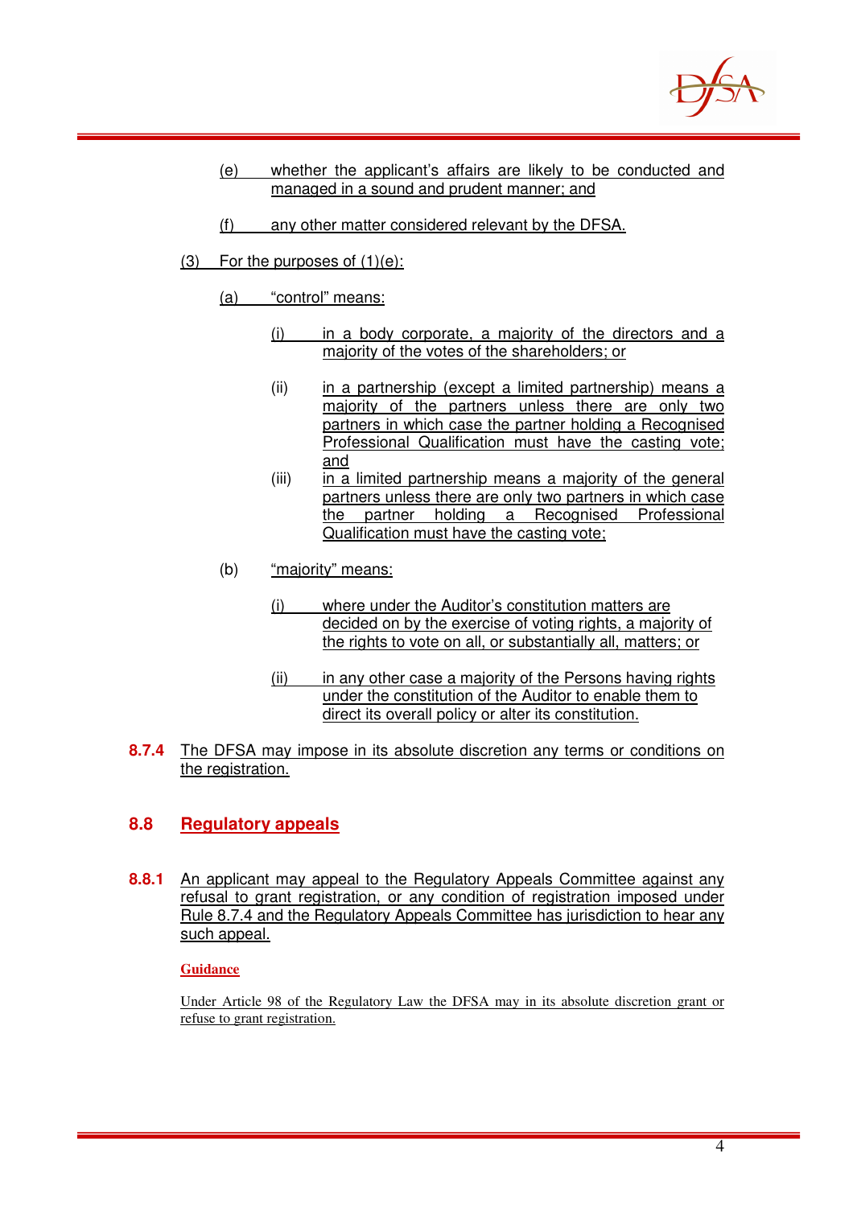(e) whether the applicant's affairs are likely to be conducted and managed in a sound and prudent manner; and

(f) any other matter considered relevant by the DFSA.

(3) For the purposes of (1)(e):

(a) "control" means:

(i) in a body corporate, a majority of the directors and a majority of the votes of the shareholders; or

(ii) in a partnership (except a limited partnership) means a majority of the partners unless there are only two partners in which case the partner holding a Recognised Professional Qualification must have the casting vote; and

(iii) in a limited partnership means a majority of the general partners unless there are only two partners in which case the partner holding a Recognised Professional Qualification must have the casting vote;

(b) "majority" means:

(i) where under the Auditor's constitution matters are decided on by the exercise of voting rights, a majority of the rights to vote on all, or substantially all, matters; or

(ii) in any other case a majority of the Persons having rights under the constitution of the Auditor to enable them to direct its overall policy or alter its constitution.

**8.7.4** The DFSA may impose in its absolute discretion any terms or conditions on the registration.

## 8.8 Regulatory appeals

**8.8.1** An applicant may appeal to the Regulatory Appeals Committee against any refusal to grant registration, or any condition of registration imposed under Rule 8.7.4 and the Regulatory Appeals Committee has jurisdiction to hear any such appeal.

**Guidance**

Under Article 98 of the Regulatory Law the DFSA may in its absolute discretion grant or refuse to grant registration.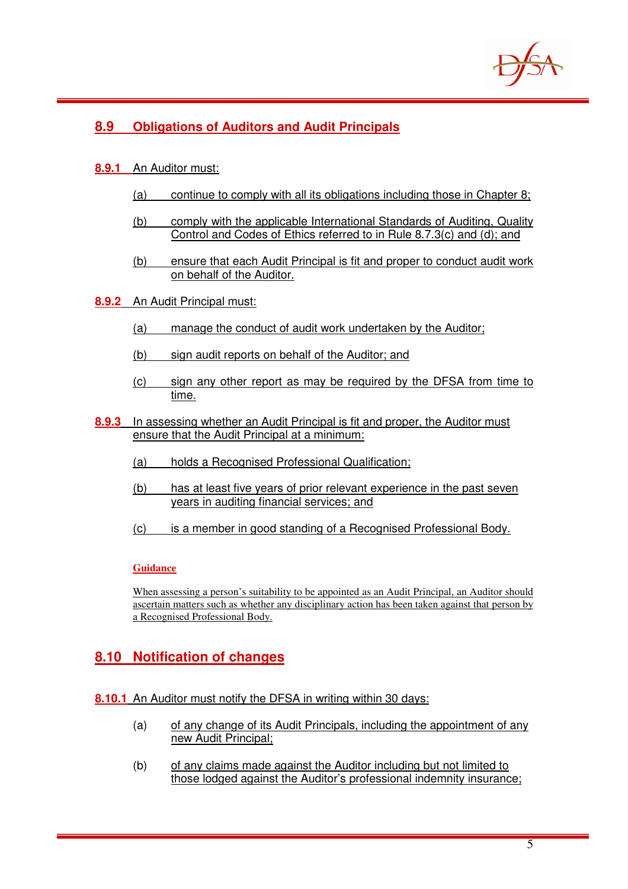## 8.9 Obligations of Auditors and Audit Principals

**8.9.1** An Auditor must:

(a) continue to comply with all its obligations including those in Chapter 8;

(b) comply with the applicable International Standards of Auditing, Quality Control and Codes of Ethics referred to in Rule 8.7.3(c) and (d); and

(b) ensure that each Audit Principal is fit and proper to conduct audit work on behalf of the Auditor.

**8.9.2** An Audit Principal must:

(a) manage the conduct of audit work undertaken by the Auditor;

(b) sign audit reports on behalf of the Auditor; and

(c) sign any other report as may be required by the DFSA from time to time.

**8.9.3** In assessing whether an Audit Principal is fit and proper, the Auditor must ensure that the Audit Principal at a minimum:

(a) holds a Recognised Professional Qualification;

(b) has at least five years of prior relevant experience in the past seven years in auditing financial services; and

(c) is a member in good standing of a Recognised Professional Body.

**Guidance**

When assessing a person's suitability to be appointed as an Audit Principal, an Auditor should ascertain matters such as whether any disciplinary action has been taken against that person by a Recognised Professional Body.

## 8.10 Notification of changes

**8.10.1** An Auditor must notify the DFSA in writing within 30 days:

(a) of any change of its Audit Principals, including the appointment of any new Audit Principal;

(b) of any claims made against the Auditor including but not limited to those lodged against the Auditor's professional indemnity insurance;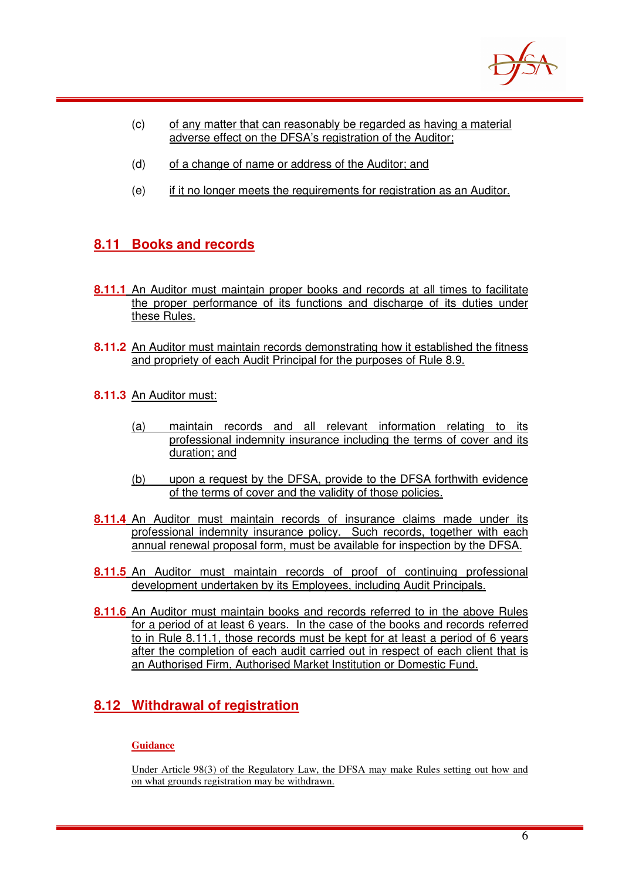(c) of any matter that can reasonably be regarded as having a material adverse effect on the DFSA's registration of the Auditor;

(d) of a change of name or address of the Auditor; and

(e) if it no longer meets the requirements for registration as an Auditor.

## 8.11 Books and records

**8.11.1** An Auditor must maintain proper books and records at all times to facilitate the proper performance of its functions and discharge of its duties under these Rules.

**8.11.2** An Auditor must maintain records demonstrating how it established the fitness and propriety of each Audit Principal for the purposes of Rule 8.9.

**8.11.3** An Auditor must:

(a) maintain records and all relevant information relating to its professional indemnity insurance including the terms of cover and its duration; and

(b) upon a request by the DFSA, provide to the DFSA forthwith evidence of the terms of cover and the validity of those policies.

**8.11.4** An Auditor must maintain records of insurance claims made under its professional indemnity insurance policy. Such records, together with each annual renewal proposal form, must be available for inspection by the DFSA.

**8.11.5** An Auditor must maintain records of proof of continuing professional development undertaken by its Employees, including Audit Principals.

**8.11.6** An Auditor must maintain books and records referred to in the above Rules for a period of at least 6 years. In the case of the books and records referred to in Rule 8.11.1, those records must be kept for at least a period of 6 years after the completion of each audit carried out in respect of each client that is an Authorised Firm, Authorised Market Institution or Domestic Fund.

## 8.12 Withdrawal of registration

**Guidance**

Under Article 98(3) of the Regulatory Law, the DFSA may make Rules setting out how and on what grounds registration may be withdrawn.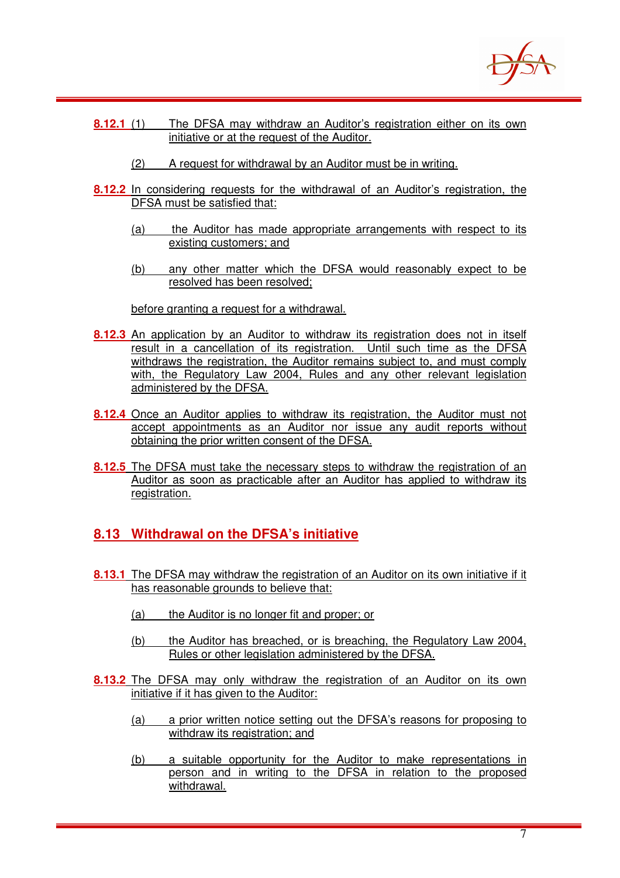**8.12.1** (1) The DFSA may withdraw an Auditor's registration either on its own initiative or at the request of the Auditor.

(2) A request for withdrawal by an Auditor must be in writing.

**8.12.2** In considering requests for the withdrawal of an Auditor's registration, the DFSA must be satisfied that:

(a) the Auditor has made appropriate arrangements with respect to its existing customers; and

(b) any other matter which the DFSA would reasonably expect to be resolved has been resolved;

before granting a request for a withdrawal.

**8.12.3** An application by an Auditor to withdraw its registration does not in itself result in a cancellation of its registration. Until such time as the DFSA withdraws the registration, the Auditor remains subject to, and must comply with, the Regulatory Law 2004, Rules and any other relevant legislation administered by the DFSA.

**8.12.4** Once an Auditor applies to withdraw its registration, the Auditor must not accept appointments as an Auditor nor issue any audit reports without obtaining the prior written consent of the DFSA.

**8.12.5** The DFSA must take the necessary steps to withdraw the registration of an Auditor as soon as practicable after an Auditor has applied to withdraw its registration.

## 8.13 Withdrawal on the DFSA's initiative

**8.13.1** The DFSA may withdraw the registration of an Auditor on its own initiative if it has reasonable grounds to believe that:

(a) the Auditor is no longer fit and proper; or

(b) the Auditor has breached, or is breaching, the Regulatory Law 2004, Rules or other legislation administered by the DFSA.

**8.13.2** The DFSA may only withdraw the registration of an Auditor on its own initiative if it has given to the Auditor:

(a) a prior written notice setting out the DFSA's reasons for proposing to withdraw its registration; and

(b) a suitable opportunity for the Auditor to make representations in person and in writing to the DFSA in relation to the proposed withdrawal.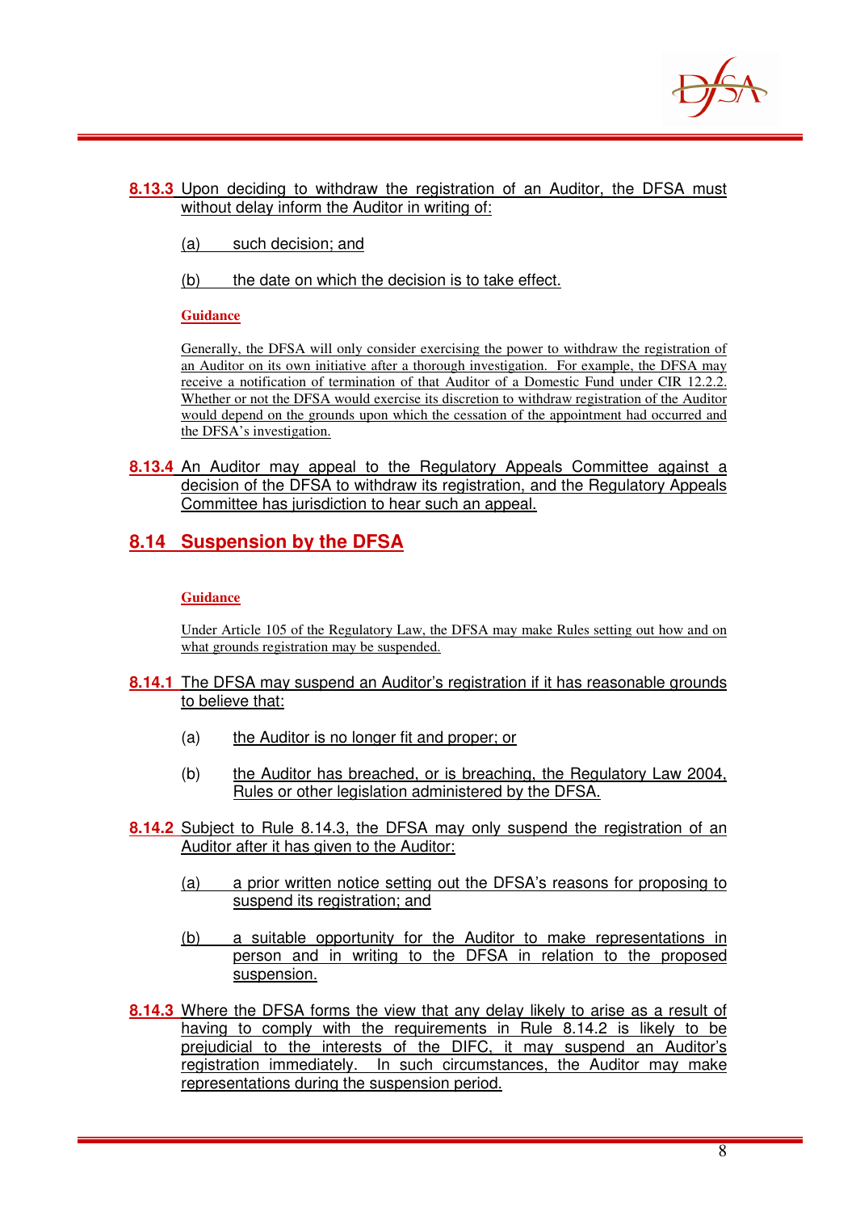**8.13.3** Upon deciding to withdraw the registration of an Auditor, the DFSA must without delay inform the Auditor in writing of:

(a) such decision; and

(b) the date on which the decision is to take effect.

**Guidance**

Generally, the DFSA will only consider exercising the power to withdraw the registration of an Auditor on its own initiative after a thorough investigation. For example, the DFSA may receive a notification of termination of that Auditor of a Domestic Fund under CIR 12.2.2. Whether or not the DFSA would exercise its discretion to withdraw registration of the Auditor would depend on the grounds upon which the cessation of the appointment had occurred and the DFSA's investigation.

**8.13.4** An Auditor may appeal to the Regulatory Appeals Committee against a decision of the DFSA to withdraw its registration, and the Regulatory Appeals Committee has jurisdiction to hear such an appeal.

## 8.14 Suspension by the DFSA

**Guidance**

Under Article 105 of the Regulatory Law, the DFSA may make Rules setting out how and on what grounds registration may be suspended.

**8.14.1** The DFSA may suspend an Auditor's registration if it has reasonable grounds to believe that:

(a) the Auditor is no longer fit and proper; or

(b) the Auditor has breached, or is breaching, the Regulatory Law 2004, Rules or other legislation administered by the DFSA.

**8.14.2** Subject to Rule 8.14.3, the DFSA may only suspend the registration of an Auditor after it has given to the Auditor:

(a) a prior written notice setting out the DFSA's reasons for proposing to suspend its registration; and

(b) a suitable opportunity for the Auditor to make representations in person and in writing to the DFSA in relation to the proposed suspension.

**8.14.3** Where the DFSA forms the view that any delay likely to arise as a result of having to comply with the requirements in Rule 8.14.2 is likely to be prejudicial to the interests of the DIFC, it may suspend an Auditor's registration immediately. In such circumstances, the Auditor may make representations during the suspension period.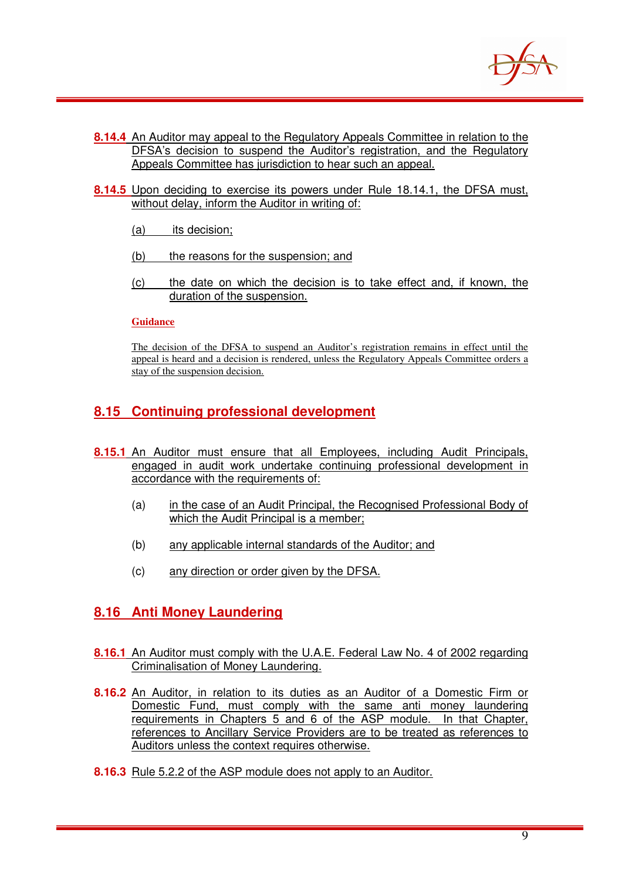**8.14.4** An Auditor may appeal to the Regulatory Appeals Committee in relation to the DFSA's decision to suspend the Auditor's registration, and the Regulatory Appeals Committee has jurisdiction to hear such an appeal.

**8.14.5** Upon deciding to exercise its powers under Rule 18.14.1, the DFSA must, without delay, inform the Auditor in writing of:

(a) its decision;

(b) the reasons for the suspension; and

(c) the date on which the decision is to take effect and, if known, the duration of the suspension.

**Guidance**

The decision of the DFSA to suspend an Auditor's registration remains in effect until the appeal is heard and a decision is rendered, unless the Regulatory Appeals Committee orders a stay of the suspension decision.

## 8.15 Continuing professional development

**8.15.1** An Auditor must ensure that all Employees, including Audit Principals, engaged in audit work undertake continuing professional development in accordance with the requirements of:

(a) in the case of an Audit Principal, the Recognised Professional Body of which the Audit Principal is a member;

(b) any applicable internal standards of the Auditor; and

(c) any direction or order given by the DFSA.

## 8.16 Anti Money Laundering

**8.16.1** An Auditor must comply with the U.A.E. Federal Law No. 4 of 2002 regarding Criminalisation of Money Laundering.

**8.16.2** An Auditor, in relation to its duties as an Auditor of a Domestic Firm or Domestic Fund, must comply with the same anti money laundering requirements in Chapters 5 and 6 of the ASP module. In that Chapter, references to Ancillary Service Providers are to be treated as references to Auditors unless the context requires otherwise.

**8.16.3** Rule 5.2.2 of the ASP module does not apply to an Auditor.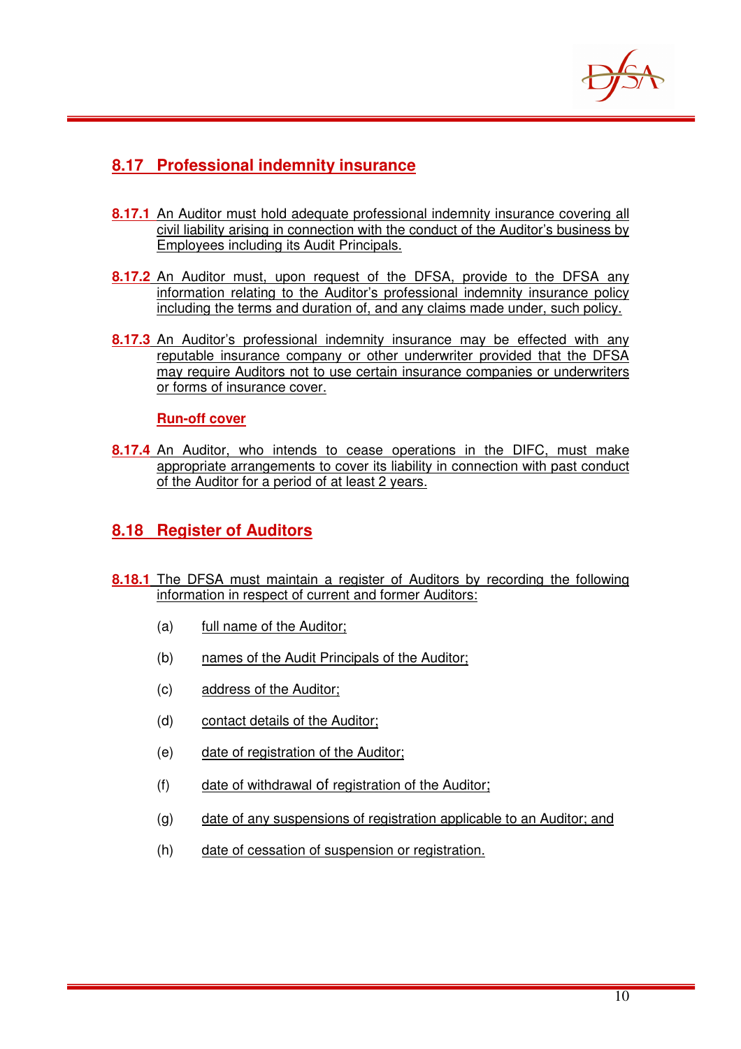## 8.17 Professional indemnity insurance

**8.17.1** An Auditor must hold adequate professional indemnity insurance covering all civil liability arising in connection with the conduct of the Auditor's business by Employees including its Audit Principals.

**8.17.2** An Auditor must, upon request of the DFSA, provide to the DFSA any information relating to the Auditor's professional indemnity insurance policy including the terms and duration of, and any claims made under, such policy.

**8.17.3** An Auditor's professional indemnity insurance may be effected with any reputable insurance company or other underwriter provided that the DFSA may require Auditors not to use certain insurance companies or underwriters or forms of insurance cover.

**Run-off cover**

**8.17.4** An Auditor, who intends to cease operations in the DIFC, must make appropriate arrangements to cover its liability in connection with past conduct of the Auditor for a period of at least 2 years.

## 8.18 Register of Auditors

**8.18.1** The DFSA must maintain a register of Auditors by recording the following information in respect of current and former Auditors:

(a) full name of the Auditor;

(b) names of the Audit Principals of the Auditor;

(c) address of the Auditor;

(d) contact details of the Auditor;

(e) date of registration of the Auditor;

(f) date of withdrawal of registration of the Auditor;

(g) date of any suspensions of registration applicable to an Auditor; and

(h) date of cessation of suspension or registration.